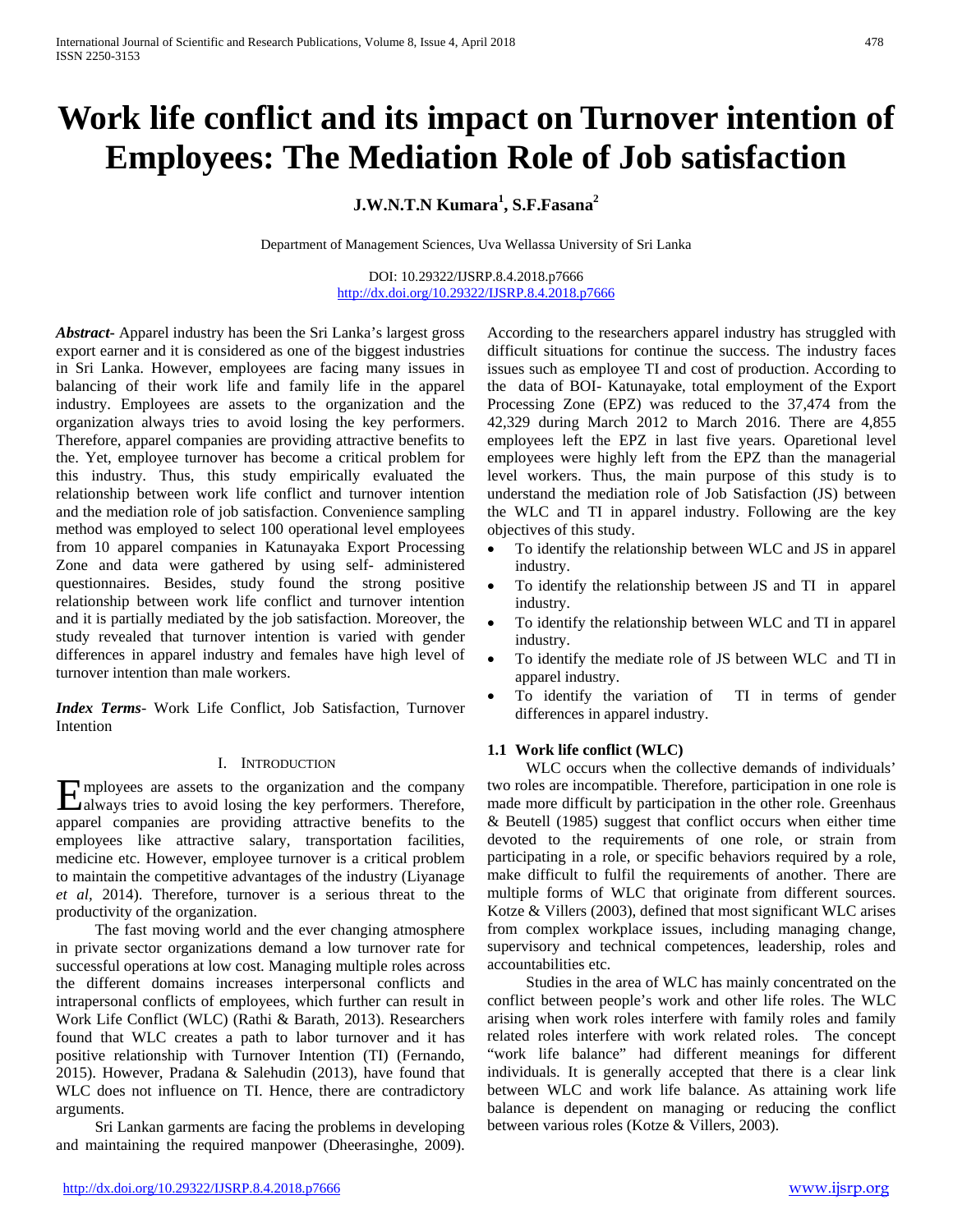# Work life conflict and its impact on Turnover intention of Employees: The Mediation Role of Job satisfaction

**J.W.N.T.N Kumara[1], S.F.Fasana[2]**

Department of Management Sciences, Uva Wellassa University of Sri Lanka

DOI: 10.29322/IJSRP.8.4.2018.p7666
http://dx.doi.org/10.29322/IJSRP.8.4.2018.p7666

***Abstract***- Apparel industry has been the Sri Lanka's largest gross export earner and it is considered as one of the biggest industries in Sri Lanka. However, employees are facing many issues in balancing of their work life and family life in the apparel industry. Employees are assets to the organization and the organization always tries to avoid losing the key performers. Therefore, apparel companies are providing attractive benefits to the. Yet, employee turnover has become a critical problem for this industry. Thus, this study empirically evaluated the relationship between work life conflict and turnover intention and the mediation role of job satisfaction. Convenience sampling method was employed to select 100 operational level employees from 10 apparel companies in Katunayaka Export Processing Zone and data were gathered by using self- administered questionnaires. Besides, study found the strong positive relationship between work life conflict and turnover intention and it is partially mediated by the job satisfaction. Moreover, the study revealed that turnover intention is varied with gender differences in apparel industry and females have high level of turnover intention than male workers.

***Index Terms***- Work Life Conflict, Job Satisfaction, Turnover Intention

## I. Introduction

Employees are assets to the organization and the company always tries to avoid losing the key performers. Therefore, apparel companies are providing attractive benefits to the employees like attractive salary, transportation facilities, medicine etc. However, employee turnover is a critical problem to maintain the competitive advantages of the industry (Liyanage *et al*, 2014). Therefore, turnover is a serious threat to the productivity of the organization.

The fast moving world and the ever changing atmosphere in private sector organizations demand a low turnover rate for successful operations at low cost. Managing multiple roles across the different domains increases interpersonal conflicts and intrapersonal conflicts of employees, which further can result in Work Life Conflict (WLC) (Rathi & Barath, 2013). Researchers found that WLC creates a path to labor turnover and it has positive relationship with Turnover Intention (TI) (Fernando, 2015). However, Pradana & Salehudin (2013), have found that WLC does not influence on TI. Hence, there are contradictory arguments.

Sri Lankan garments are facing the problems in developing and maintaining the required manpower (Dheerasinghe, 2009). According to the researchers apparel industry has struggled with difficult situations for continue the success. The industry faces issues such as employee TI and cost of production. According to the data of BOI- Katunayake, total employment of the Export Processing Zone (EPZ) was reduced to the 37,474 from the 42,329 during March 2012 to March 2016. There are 4,855 employees left the EPZ in last five years. Oparetional level employees were highly left from the EPZ than the managerial level workers. Thus, the main purpose of this study is to understand the mediation role of Job Satisfaction (JS) between the WLC and TI in apparel industry. Following are the key objectives of this study.

- To identify the relationship between WLC and JS in apparel industry.
- To identify the relationship between JS and TI in apparel industry.
- To identify the relationship between WLC and TI in apparel industry.
- To identify the mediate role of JS between WLC and TI in apparel industry.
- To identify the variation of TI in terms of gender differences in apparel industry.

### 1.1 Work life conflict (WLC)

WLC occurs when the collective demands of individuals' two roles are incompatible. Therefore, participation in one role is made more difficult by participation in the other role. Greenhaus & Beutell (1985) suggest that conflict occurs when either time devoted to the requirements of one role, or strain from participating in a role, or specific behaviors required by a role, make difficult to fulfil the requirements of another. There are multiple forms of WLC that originate from different sources. Kotze & Villers (2003), defined that most significant WLC arises from complex workplace issues, including managing change, supervisory and technical competences, leadership, roles and accountabilities etc.

Studies in the area of WLC has mainly concentrated on the conflict between people's work and other life roles. The WLC arising when work roles interfere with family roles and family related roles interfere with work related roles. The concept "work life balance" had different meanings for different individuals. It is generally accepted that there is a clear link between WLC and work life balance. As attaining work life balance is dependent on managing or reducing the conflict between various roles (Kotze & Villers, 2003).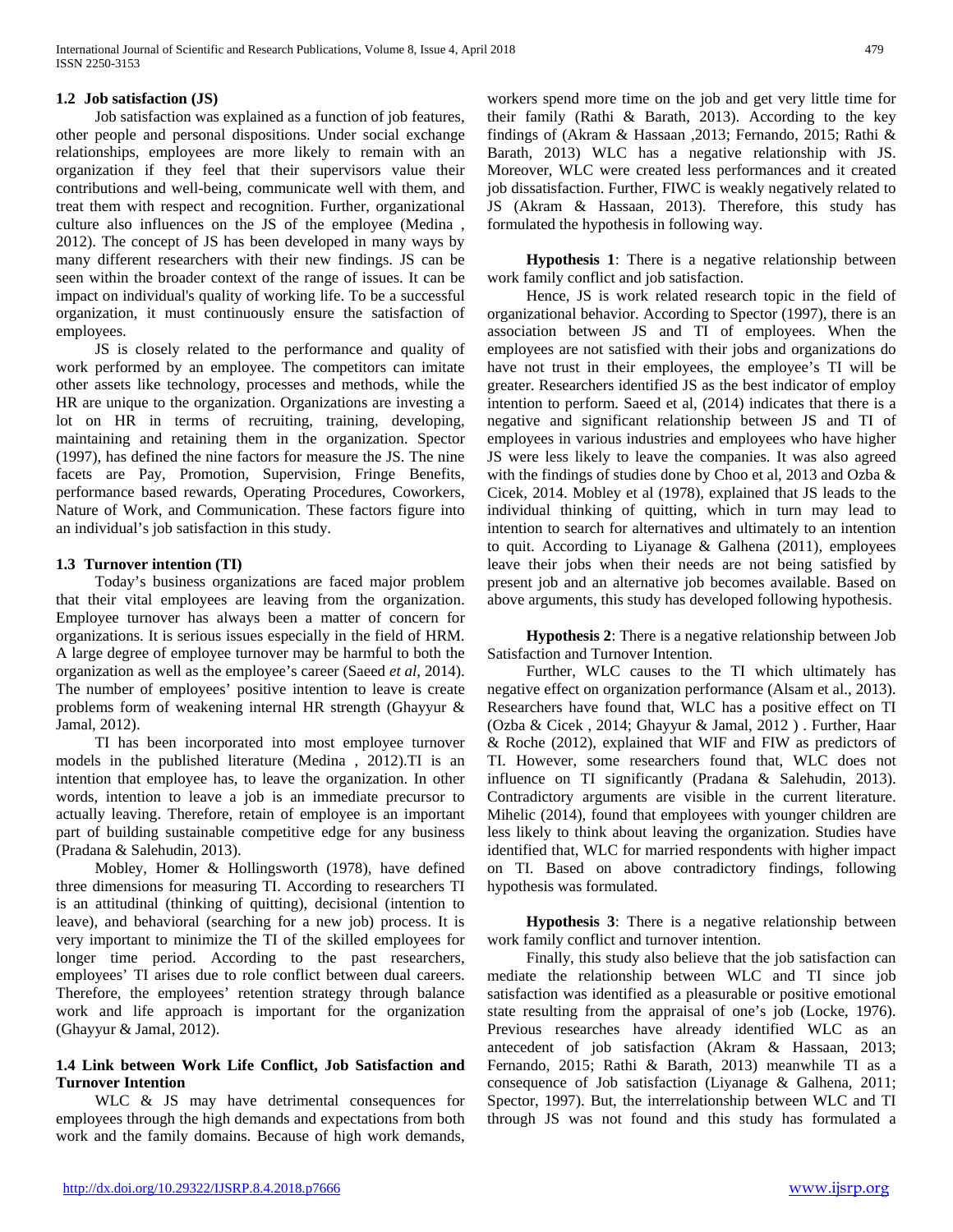### 1.2 Job satisfaction (JS)

Job satisfaction was explained as a function of job features, other people and personal dispositions. Under social exchange relationships, employees are more likely to remain with an organization if they feel that their supervisors value their contributions and well-being, communicate well with them, and treat them with respect and recognition. Further, organizational culture also influences on the JS of the employee (Medina , 2012). The concept of JS has been developed in many ways by many different researchers with their new findings. JS can be seen within the broader context of the range of issues. It can be impact on individual's quality of working life. To be a successful organization, it must continuously ensure the satisfaction of employees.

JS is closely related to the performance and quality of work performed by an employee. The competitors can imitate other assets like technology, processes and methods, while the HR are unique to the organization. Organizations are investing a lot on HR in terms of recruiting, training, developing, maintaining and retaining them in the organization. Spector (1997), has defined the nine factors for measure the JS. The nine facets are Pay, Promotion, Supervision, Fringe Benefits, performance based rewards, Operating Procedures, Coworkers, Nature of Work, and Communication. These factors figure into an individual's job satisfaction in this study.

### 1.3 Turnover intention (TI)

Today's business organizations are faced major problem that their vital employees are leaving from the organization. Employee turnover has always been a matter of concern for organizations. It is serious issues especially in the field of HRM. A large degree of employee turnover may be harmful to both the organization as well as the employee's career (Saeed *et al*, 2014). The number of employees' positive intention to leave is create problems form of weakening internal HR strength (Ghayyur & Jamal, 2012).

TI has been incorporated into most employee turnover models in the published literature (Medina , 2012).TI is an intention that employee has, to leave the organization. In other words, intention to leave a job is an immediate precursor to actually leaving. Therefore, retain of employee is an important part of building sustainable competitive edge for any business (Pradana & Salehudin, 2013).

Mobley, Homer & Hollingsworth (1978), have defined three dimensions for measuring TI. According to researchers TI is an attitudinal (thinking of quitting), decisional (intention to leave), and behavioral (searching for a new job) process. It is very important to minimize the TI of the skilled employees for longer time period. According to the past researchers, employees' TI arises due to role conflict between dual careers. Therefore, the employees' retention strategy through balance work and life approach is important for the organization (Ghayyur & Jamal, 2012).

### 1.4 Link between Work Life Conflict, Job Satisfaction and Turnover Intention

WLC & JS may have detrimental consequences for employees through the high demands and expectations from both work and the family domains. Because of high work demands, workers spend more time on the job and get very little time for their family (Rathi & Barath, 2013). According to the key findings of (Akram & Hassaan ,2013; Fernando, 2015; Rathi & Barath, 2013) WLC has a negative relationship with JS. Moreover, WLC were created less performances and it created job dissatisfaction. Further, FIWC is weakly negatively related to JS (Akram & Hassaan, 2013). Therefore, this study has formulated the hypothesis in following way.

**Hypothesis 1**: There is a negative relationship between work family conflict and job satisfaction.

Hence, JS is work related research topic in the field of organizational behavior. According to Spector (1997), there is an association between JS and TI of employees. When the employees are not satisfied with their jobs and organizations do have not trust in their employees, the employee's TI will be greater. Researchers identified JS as the best indicator of employ intention to perform. Saeed et al, (2014) indicates that there is a negative and significant relationship between JS and TI of employees in various industries and employees who have higher JS were less likely to leave the companies. It was also agreed with the findings of studies done by Choo et al, 2013 and Ozba & Cicek, 2014. Mobley et al (1978), explained that JS leads to the individual thinking of quitting, which in turn may lead to intention to search for alternatives and ultimately to an intention to quit. According to Liyanage & Galhena (2011), employees leave their jobs when their needs are not being satisfied by present job and an alternative job becomes available. Based on above arguments, this study has developed following hypothesis.

**Hypothesis 2**: There is a negative relationship between Job Satisfaction and Turnover Intention.

Further, WLC causes to the TI which ultimately has negative effect on organization performance (Alsam et al., 2013). Researchers have found that, WLC has a positive effect on TI (Ozba & Cicek , 2014; Ghayyur & Jamal, 2012 ) . Further, Haar & Roche (2012), explained that WIF and FIW as predictors of TI. However, some researchers found that, WLC does not influence on TI significantly (Pradana & Salehudin, 2013). Contradictory arguments are visible in the current literature. Mihelic (2014), found that employees with younger children are less likely to think about leaving the organization. Studies have identified that, WLC for married respondents with higher impact on TI. Based on above contradictory findings, following hypothesis was formulated.

**Hypothesis 3**: There is a negative relationship between work family conflict and turnover intention.

Finally, this study also believe that the job satisfaction can mediate the relationship between WLC and TI since job satisfaction was identified as a pleasurable or positive emotional state resulting from the appraisal of one's job (Locke, 1976). Previous researches have already identified WLC as an antecedent of job satisfaction (Akram & Hassaan, 2013; Fernando, 2015; Rathi & Barath, 2013) meanwhile TI as a consequence of Job satisfaction (Liyanage & Galhena, 2011; Spector, 1997). But, the interrelationship between WLC and TI through JS was not found and this study has formulated a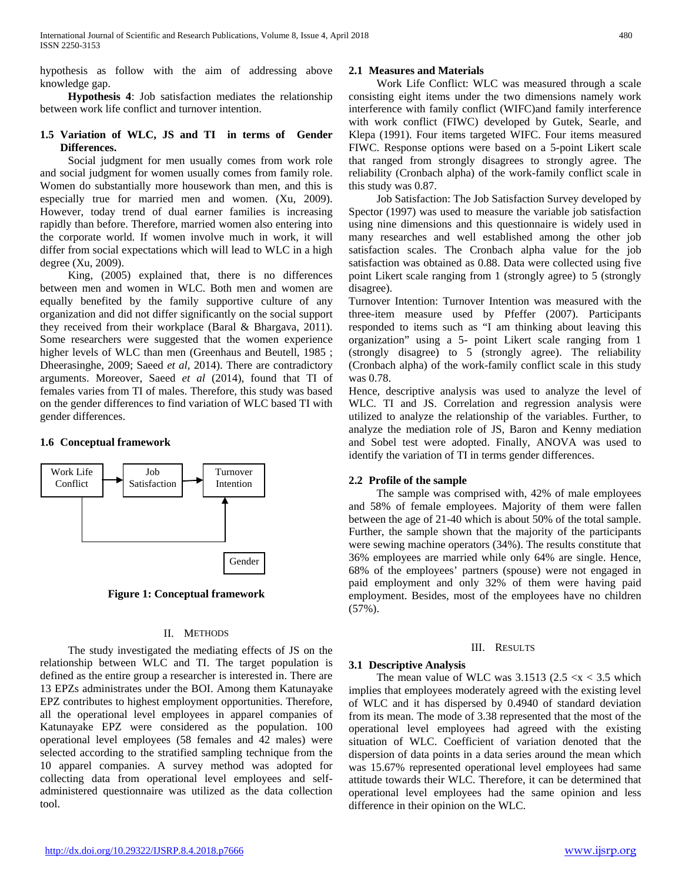hypothesis as follow with the aim of addressing above knowledge gap.

**Hypothesis 4**: Job satisfaction mediates the relationship between work life conflict and turnover intention.

### 1.5 Variation of WLC, JS and TI in terms of Gender Differences.

Social judgment for men usually comes from work role and social judgment for women usually comes from family role. Women do substantially more housework than men, and this is especially true for married men and women. (Xu, 2009). However, today trend of dual earner families is increasing rapidly than before. Therefore, married women also entering into the corporate world. If women involve much in work, it will differ from social expectations which will lead to WLC in a high degree (Xu, 2009).

King, (2005) explained that, there is no differences between men and women in WLC. Both men and women are equally benefited by the family supportive culture of any organization and did not differ significantly on the social support they received from their workplace (Baral & Bhargava, 2011). Some researchers were suggested that the women experience higher levels of WLC than men (Greenhaus and Beutell, 1985 ; Dheerasinghe, 2009; Saeed *et al*, 2014). There are contradictory arguments. Moreover, Saeed *et al* (2014), found that TI of females varies from TI of males. Therefore, this study was based on the gender differences to find variation of WLC based TI with gender differences.

### 1.6 Conceptual framework

Work Life Conflict → Job Satisfaction → Turnover Intention

Gender

**Figure 1: Conceptual framework**

## II. Methods

The study investigated the mediating effects of JS on the relationship between WLC and TI. The target population is defined as the entire group a researcher is interested in. There are 13 EPZs administrates under the BOI. Among them Katunayake EPZ contributes to highest employment opportunities. Therefore, all the operational level employees in apparel companies of Katunayake EPZ were considered as the population. 100 operational level employees (58 females and 42 males) were selected according to the stratified sampling technique from the 10 apparel companies. A survey method was adopted for collecting data from operational level employees and self-administered questionnaire was utilized as the data collection tool.

### 2.1 Measures and Materials

Work Life Conflict: WLC was measured through a scale consisting eight items under the two dimensions namely work interference with family conflict (WIFC)and family interference with work conflict (FIWC) developed by Gutek, Searle, and Klepa (1991). Four items targeted WIFC. Four items measured FIWC. Response options were based on a 5-point Likert scale that ranged from strongly disagrees to strongly agree. The reliability (Cronbach alpha) of the work-family conflict scale in this study was 0.87.

Job Satisfaction: The Job Satisfaction Survey developed by Spector (1997) was used to measure the variable job satisfaction using nine dimensions and this questionnaire is widely used in many researches and well established among the other job satisfaction scales. The Cronbach alpha value for the job satisfaction was obtained as 0.88. Data were collected using five point Likert scale ranging from 1 (strongly agree) to 5 (strongly disagree).

Turnover Intention: Turnover Intention was measured with the three-item measure used by Pfeffer (2007). Participants responded to items such as "I am thinking about leaving this organization" using a 5- point Likert scale ranging from 1 (strongly disagree) to 5 (strongly agree). The reliability (Cronbach alpha) of the work-family conflict scale in this study was 0.78.

Hence, descriptive analysis was used to analyze the level of WLC. TI and JS. Correlation and regression analysis were utilized to analyze the relationship of the variables. Further, to analyze the mediation role of JS, Baron and Kenny mediation and Sobel test were adopted. Finally, ANOVA was used to identify the variation of TI in terms gender differences.

### 2.2 Profile of the sample

The sample was comprised with, 42% of male employees and 58% of female employees. Majority of them were fallen between the age of 21-40 which is about 50% of the total sample. Further, the sample shown that the majority of the participants were sewing machine operators (34%). The results constitute that 36% employees are married while only 64% are single. Hence, 68% of the employees' partners (spouse) were not engaged in paid employment and only 32% of them were having paid employment. Besides, most of the employees have no children (57%).

## III. Results

### 3.1 Descriptive Analysis

The mean value of WLC was 3.1513 ($2.5 < x < 3.5$ which implies that employees moderately agreed with the existing level of WLC and it has dispersed by 0.4940 of standard deviation from its mean. The mode of 3.38 represented that the most of the operational level employees had agreed with the existing situation of WLC. Coefficient of variation denoted that the dispersion of data points in a data series around the mean which was 15.67% represented operational level employees had same attitude towards their WLC. Therefore, it can be determined that operational level employees had the same opinion and less difference in their opinion on the WLC.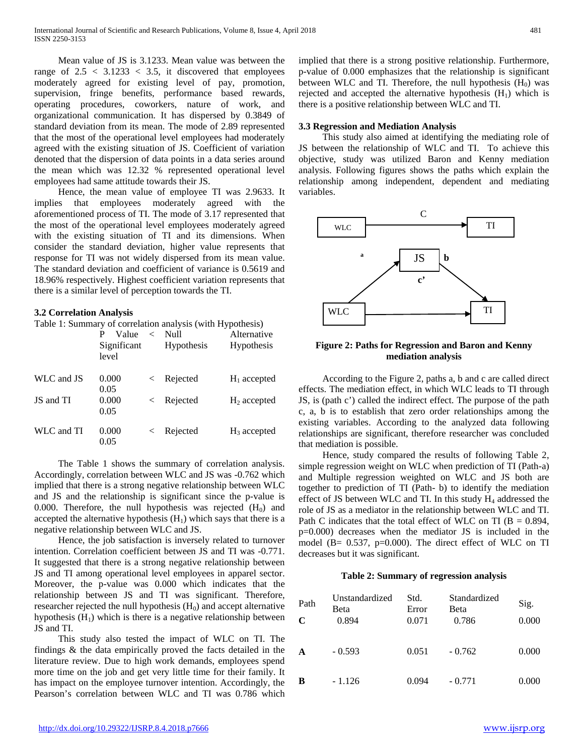Mean value of JS is 3.1233. Mean value was between the range of $2.5 < 3.1233 < 3.5$, it discovered that employees moderately agreed for existing level of pay, promotion, supervision, fringe benefits, performance based rewards, operating procedures, coworkers, nature of work, and organizational communication. It has dispersed by 0.3849 of standard deviation from its mean. The mode of 2.89 represented that the most of the operational level employees had moderately agreed with the existing situation of JS. Coefficient of variation denoted that the dispersion of data points in a data series around the mean which was 12.32 % represented operational level employees had same attitude towards their JS.

Hence, the mean value of employee TI was 2.9633. It implies that employees moderately agreed with the aforementioned process of TI. The mode of 3.17 represented that the most of the operational level employees moderately agreed with the existing situation of TI and its dimensions. When consider the standard deviation, higher value represents that response for TI was not widely dispersed from its mean value. The standard deviation and coefficient of variance is 0.5619 and 18.96% respectively. Highest coefficient variation represents that there is a similar level of perception towards the TI.

### 3.2 Correlation Analysis

Table 1: Summary of correlation analysis (with Hypothesis)

| | P Value | < Significant level | Null Hypothesis | Alternative Hypothesis |
|---|---|---|---|---|
| WLC and JS | 0.000 | < 0.05 | Rejected | $H_1$ accepted |
| JS and TI | 0.000 | < 0.05 | Rejected | $H_2$ accepted |
| WLC and TI | 0.000 | < 0.05 | Rejected | $H_3$ accepted |

The Table 1 shows the summary of correlation analysis. Accordingly, correlation between WLC and JS was -0.762 which implied that there is a strong negative relationship between WLC and JS and the relationship is significant since the p-value is 0.000. Therefore, the null hypothesis was rejected ($H_0$) and accepted the alternative hypothesis ($H_1$) which says that there is a negative relationship between WLC and JS.

Hence, the job satisfaction is inversely related to turnover intention. Correlation coefficient between JS and TI was -0.771. It suggested that there is a strong negative relationship between JS and TI among operational level employees in apparel sector. Moreover, the p-value was 0.000 which indicates that the relationship between JS and TI was significant. Therefore, researcher rejected the null hypothesis ($H_0$) and accept alternative hypothesis ($H_1$) which is there is a negative relationship between JS and TI.

This study also tested the impact of WLC on TI. The findings & the data empirically proved the facts detailed in the literature review. Due to high work demands, employees spend more time on the job and get very little time for their family. It has impact on the employee turnover intention. Accordingly, the Pearson's correlation between WLC and TI was 0.786 which implied that there is a strong positive relationship. Furthermore, p-value of 0.000 emphasizes that the relationship is significant between WLC and TI. Therefore, the null hypothesis ($H_0$) was rejected and accepted the alternative hypothesis ($H_1$) which is there is a positive relationship between WLC and TI.

### 3.3 Regression and Mediation Analysis

This study also aimed at identifying the mediating role of JS between the relationship of WLC and TI. To achieve this objective, study was utilized Baron and Kenny mediation analysis. Following figures shows the paths which explain the relationship among independent, dependent and mediating variables.

**Figure 2: Paths for Regression and Baron and Kenny mediation analysis**

According to the Figure 2, paths a, b and c are called direct effects. The mediation effect, in which WLC leads to TI through JS, is (path c') called the indirect effect. The purpose of the path c, a, b is to establish that zero order relationships among the existing variables. According to the analyzed data following relationships are significant, therefore researcher was concluded that mediation is possible.

Hence, study compared the results of following Table 2, simple regression weight on WLC when prediction of TI (Path-a) and Multiple regression weighted on WLC and JS both are together to prediction of TI (Path- b) to identify the mediation effect of JS between WLC and TI. In this study $H_4$ addressed the role of JS as a mediator in the relationship between WLC and TI. Path C indicates that the total effect of WLC on TI (B = 0.894, p=0.000) decreases when the mediator JS is included in the model (B= 0.537, p=0.000). The direct effect of WLC on TI decreases but it was significant.

**Table 2: Summary of regression analysis**

| Path | Unstandardized Beta | Std. Error | Standardized Beta | Sig. |
|---|---|---|---|---|
| **C** | 0.894 | 0.071 | 0.786 | 0.000 |
| **A** | - 0.593 | 0.051 | - 0.762 | 0.000 |
| **B** | - 1.126 | 0.094 | - 0.771 | 0.000 |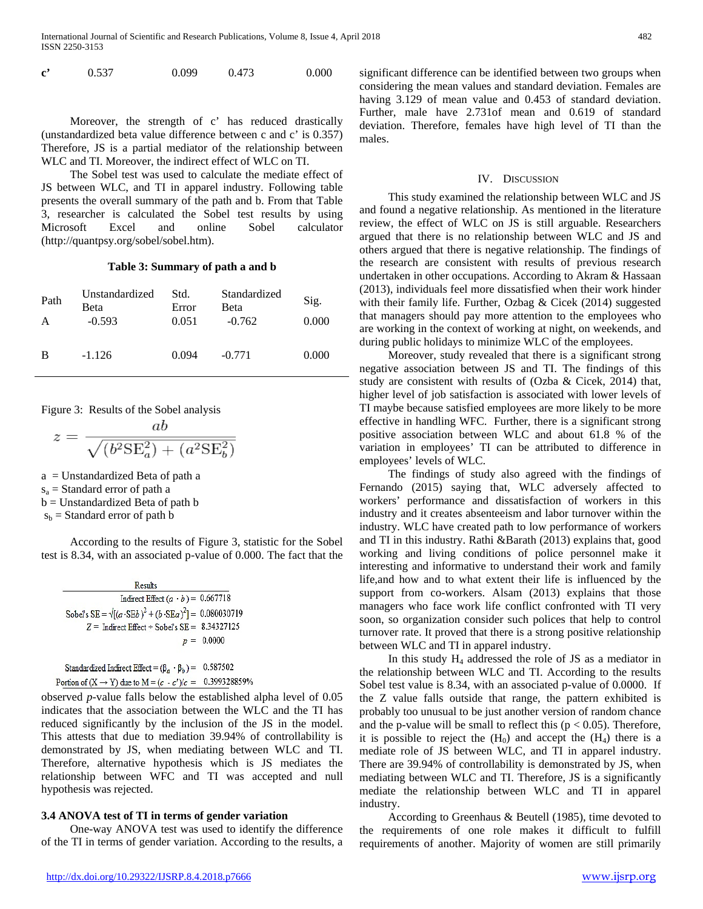| c’ | 0.537 | 0.099 | 0.473 | 0.000 |
|---|---|---|---|---|

Moreover, the strength of c’ has reduced drastically (unstandardized beta value difference between c and c’ is 0.357) Therefore, JS is a partial mediator of the relationship between WLC and TI. Moreover, the indirect effect of WLC on TI.

The Sobel test was used to calculate the mediate effect of JS between WLC, and TI in apparel industry. Following table presents the overall summary of the path and b. From that Table 3, researcher is calculated the Sobel test results by using Microsoft Excel and online Sobel calculator (http://quantpsy.org/sobel/sobel.htm).

**Table 3: Summary of path a and b**

| Path | Unstandardized Beta | Std. Error | Standardized Beta | Sig. |
|---|---|---|---|---|
| A | -0.593 | 0.051 | -0.762 | 0.000 |
| B | -1.126 | 0.094 | -0.771 | 0.000 |

Figure 3: Results of the Sobel analysis

$$z = \frac{ab}{\sqrt{(b^2\text{SE}_a^2) + (a^2\text{SE}_b^2)}}$$

a = Unstandardized Beta of path a
$s_a$ = Standard error of path a
b = Unstandardized Beta of path b
$s_b$ = Standard error of path b

According to the results of Figure 3, statistic for the Sobel test is 8.34, with an associated p-value of 0.000. The fact that the

Results

Indirect Effect $(a \cdot b) = 0.667718$

Sobel's SE $= \sqrt{[(a \cdot \text{SE}b)^2 + (b \cdot \text{SE}a)^2]} = 0.080030719$

$Z =$ Indirect Effect ÷ Sobel's SE $= 8.34327125$

$p = 0.0000$

Standardized Indirect Effect $= (\beta_a \cdot \beta_b) = 0.587502$

Portion of $(X \rightarrow Y)$ due to $M = (c - c')/c = 0.399328859\%$

observed *p*-value falls below the established alpha level of 0.05 indicates that the association between the WLC and the TI has reduced significantly by the inclusion of the JS in the model. This attests that due to mediation 39.94% of controllability is demonstrated by JS, when mediating between WLC and TI. Therefore, alternative hypothesis which is JS mediates the relationship between WFC and TI was accepted and null hypothesis was rejected.

### 3.4 ANOVA test of TI in terms of gender variation

One-way ANOVA test was used to identify the difference of the TI in terms of gender variation. According to the results, a significant difference can be identified between two groups when considering the mean values and standard deviation. Females are having 3.129 of mean value and 0.453 of standard deviation. Further, male have 2.731of mean and 0.619 of standard deviation. Therefore, females have high level of TI than the males.

## IV. Discussion

This study examined the relationship between WLC and JS and found a negative relationship. As mentioned in the literature review, the effect of WLC on JS is still arguable. Researchers argued that there is no relationship between WLC and JS and others argued that there is negative relationship. The findings of the research are consistent with results of previous research undertaken in other occupations. According to Akram & Hassaan (2013), individuals feel more dissatisfied when their work hinder with their family life. Further, Ozbag & Cicek (2014) suggested that managers should pay more attention to the employees who are working in the context of working at night, on weekends, and during public holidays to minimize WLC of the employees.

Moreover, study revealed that there is a significant strong negative association between JS and TI. The findings of this study are consistent with results of (Ozba & Cicek, 2014) that, higher level of job satisfaction is associated with lower levels of TI maybe because satisfied employees are more likely to be more effective in handling WFC. Further, there is a significant strong positive association between WLC and about 61.8 % of the variation in employees’ TI can be attributed to difference in employees’ levels of WLC.

The findings of study also agreed with the findings of Fernando (2015) saying that, WLC adversely affected to workers’ performance and dissatisfaction of workers in this industry and it creates absenteeism and labor turnover within the industry. WLC have created path to low performance of workers and TI in this industry. Rathi &Barath (2013) explains that, good working and living conditions of police personnel make it interesting and informative to understand their work and family life,and how and to what extent their life is influenced by the support from co-workers. Alsam (2013) explains that those managers who face work life conflict confronted with TI very soon, so organization consider such polices that help to control turnover rate. It proved that there is a strong positive relationship between WLC and TI in apparel industry.

In this study $H_4$ addressed the role of JS as a mediator in the relationship between WLC and TI. According to the results Sobel test value is 8.34, with an associated p-value of 0.0000. If the Z value falls outside that range, the pattern exhibited is probably too unusual to be just another version of random chance and the p-value will be small to reflect this ($p < 0.05$). Therefore, it is possible to reject the ($H_0$) and accept the ($H_4$) there is a mediate role of JS between WLC, and TI in apparel industry. There are 39.94% of controllability is demonstrated by JS, when mediating between WLC and TI. Therefore, JS is a significantly mediate the relationship between WLC and TI in apparel industry.

According to Greenhaus & Beutell (1985), time devoted to the requirements of one role makes it difficult to fulfill requirements of another. Majority of women are still primarily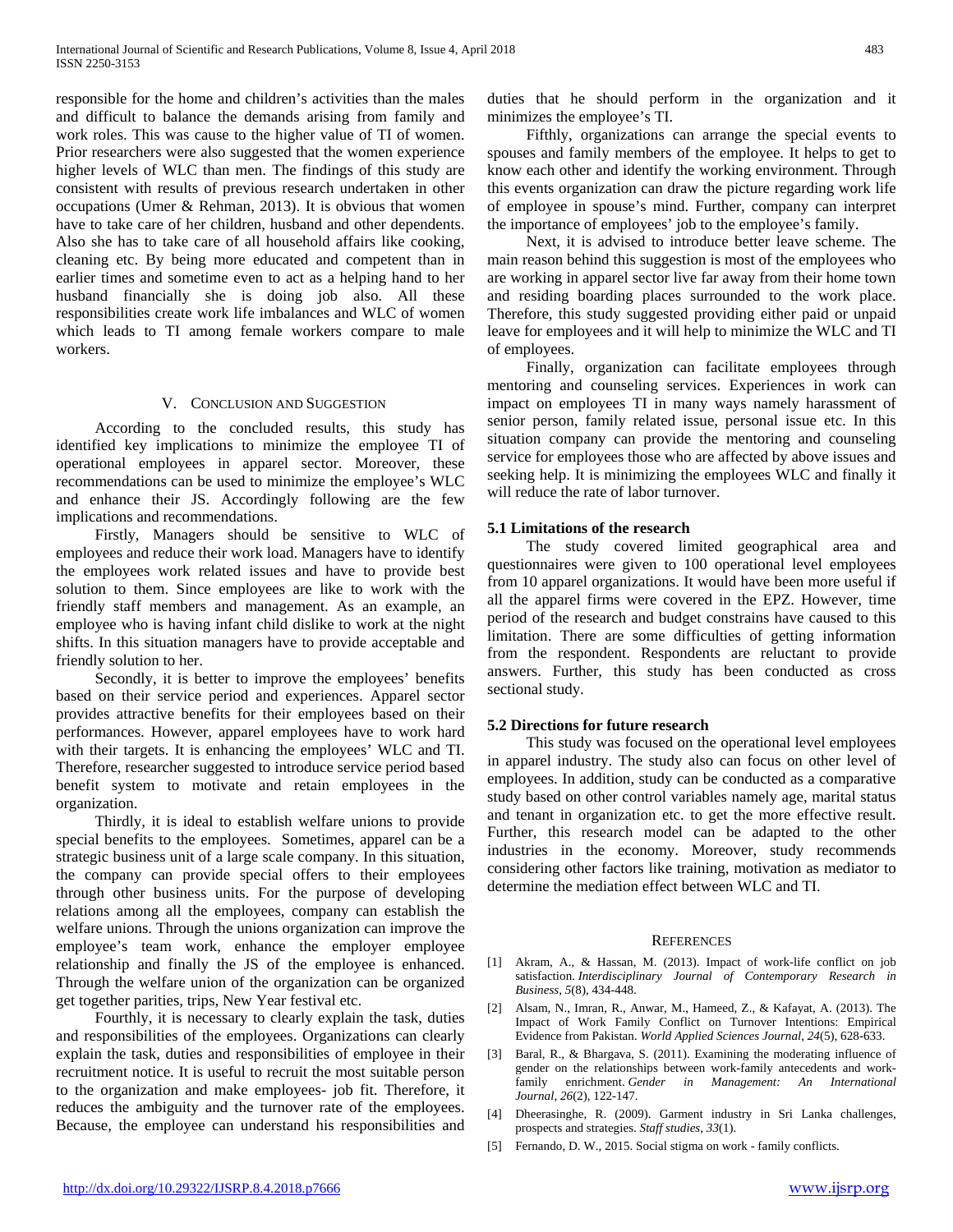responsible for the home and children's activities than the males and difficult to balance the demands arising from family and work roles. This was cause to the higher value of TI of women. Prior researchers were also suggested that the women experience higher levels of WLC than men. The findings of this study are consistent with results of previous research undertaken in other occupations (Umer & Rehman, 2013). It is obvious that women have to take care of her children, husband and other dependents. Also she has to take care of all household affairs like cooking, cleaning etc. By being more educated and competent than in earlier times and sometime even to act as a helping hand to her husband financially she is doing job also. All these responsibilities create work life imbalances and WLC of women which leads to TI among female workers compare to male workers.

## V. Conclusion and Suggestion

According to the concluded results, this study has identified key implications to minimize the employee TI of operational employees in apparel sector. Moreover, these recommendations can be used to minimize the employee's WLC and enhance their JS. Accordingly following are the few implications and recommendations.

Firstly, Managers should be sensitive to WLC of employees and reduce their work load. Managers have to identify the employees work related issues and have to provide best solution to them. Since employees are like to work with the friendly staff members and management. As an example, an employee who is having infant child dislike to work at the night shifts. In this situation managers have to provide acceptable and friendly solution to her.

Secondly, it is better to improve the employees' benefits based on their service period and experiences. Apparel sector provides attractive benefits for their employees based on their performances. However, apparel employees have to work hard with their targets. It is enhancing the employees' WLC and TI. Therefore, researcher suggested to introduce service period based benefit system to motivate and retain employees in the organization.

Thirdly, it is ideal to establish welfare unions to provide special benefits to the employees. Sometimes, apparel can be a strategic business unit of a large scale company. In this situation, the company can provide special offers to their employees through other business units. For the purpose of developing relations among all the employees, company can establish the welfare unions. Through the unions organization can improve the employee's team work, enhance the employer employee relationship and finally the JS of the employee is enhanced. Through the welfare union of the organization can be organized get together parities, trips, New Year festival etc.

Fourthly, it is necessary to clearly explain the task, duties and responsibilities of the employees. Organizations can clearly explain the task, duties and responsibilities of employee in their recruitment notice. It is useful to recruit the most suitable person to the organization and make employees- job fit. Therefore, it reduces the ambiguity and the turnover rate of the employees. Because, the employee can understand his responsibilities and duties that he should perform in the organization and it minimizes the employee's TI.

Fifthly, organizations can arrange the special events to spouses and family members of the employee. It helps to get to know each other and identify the working environment. Through this events organization can draw the picture regarding work life of employee in spouse's mind. Further, company can interpret the importance of employees' job to the employee's family.

Next, it is advised to introduce better leave scheme. The main reason behind this suggestion is most of the employees who are working in apparel sector live far away from their home town and residing boarding places surrounded to the work place. Therefore, this study suggested providing either paid or unpaid leave for employees and it will help to minimize the WLC and TI of employees.

Finally, organization can facilitate employees through mentoring and counseling services. Experiences in work can impact on employees TI in many ways namely harassment of senior person, family related issue, personal issue etc. In this situation company can provide the mentoring and counseling service for employees those who are affected by above issues and seeking help. It is minimizing the employees WLC and finally it will reduce the rate of labor turnover.

### 5.1 Limitations of the research

The study covered limited geographical area and questionnaires were given to 100 operational level employees from 10 apparel organizations. It would have been more useful if all the apparel firms were covered in the EPZ. However, time period of the research and budget constrains have caused to this limitation. There are some difficulties of getting information from the respondent. Respondents are reluctant to provide answers. Further, this study has been conducted as cross sectional study.

### 5.2 Directions for future research

This study was focused on the operational level employees in apparel industry. The study also can focus on other level of employees. In addition, study can be conducted as a comparative study based on other control variables namely age, marital status and tenant in organization etc. to get the more effective result. Further, this research model can be adapted to the other industries in the economy. Moreover, study recommends considering other factors like training, motivation as mediator to determine the mediation effect between WLC and TI.

## References

[1] Akram, A., & Hassan, M. (2013). Impact of work-life conflict on job satisfaction. *Interdisciplinary Journal of Contemporary Research in Business*, *5*(8), 434-448.

[2] Alsam, N., Imran, R., Anwar, M., Hameed, Z., & Kafayat, A. (2013). The Impact of Work Family Conflict on Turnover Intentions: Empirical Evidence from Pakistan. *World Applied Sciences Journal*, *24*(5), 628-633.

[3] Baral, R., & Bhargava, S. (2011). Examining the moderating influence of gender on the relationships between work-family antecedents and work-family enrichment. *Gender in Management: An International Journal*, *26*(2), 122-147.

[4] Dheerasinghe, R. (2009). Garment industry in Sri Lanka challenges, prospects and strategies. *Staff studies*, *33*(1).

[5] Fernando, D. W., 2015. Social stigma on work - family conflicts.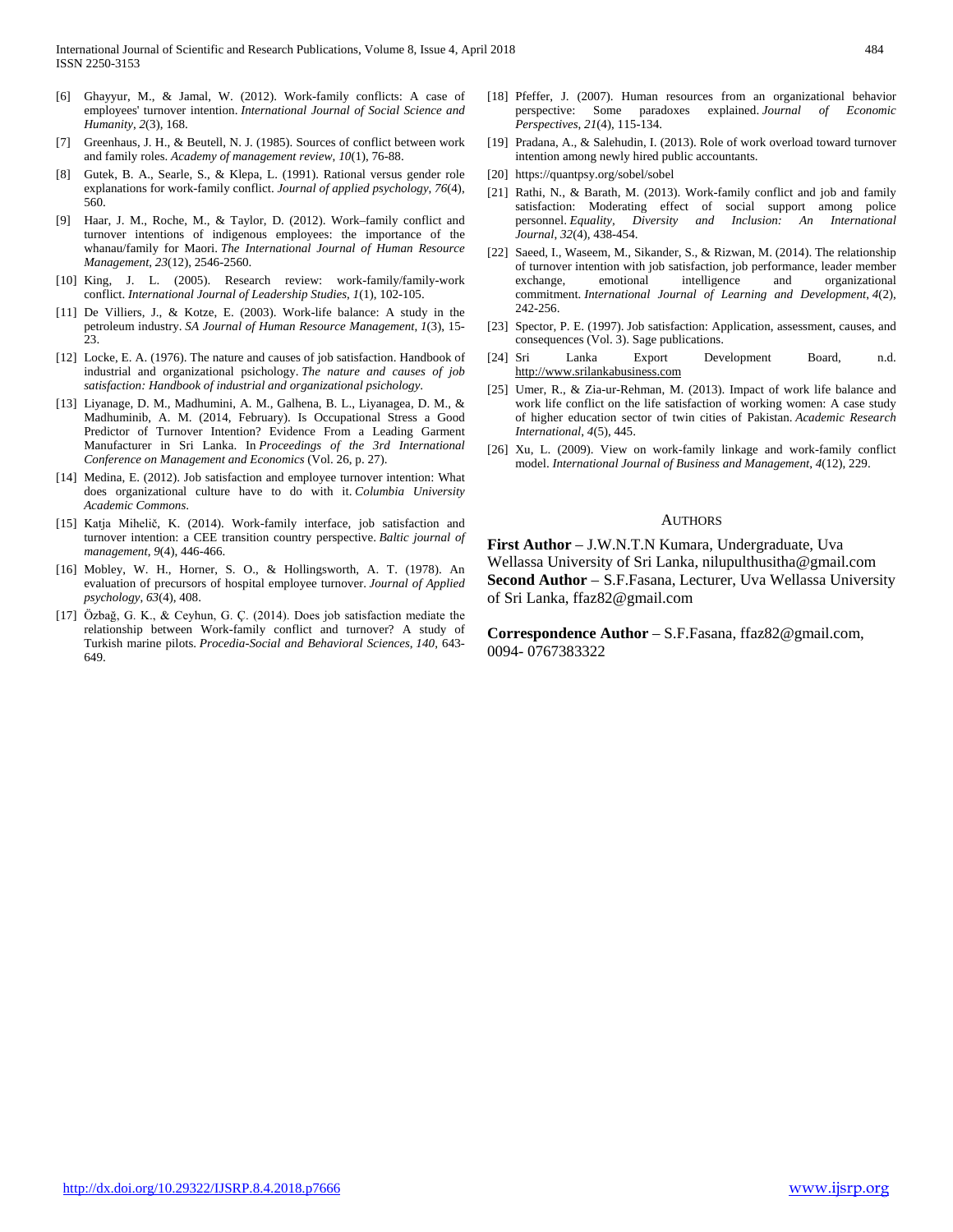[6] Ghayyur, M., & Jamal, W. (2012). Work-family conflicts: A case of employees' turnover intention. *International Journal of Social Science and Humanity*, *2*(3), 168.

[7] Greenhaus, J. H., & Beutell, N. J. (1985). Sources of conflict between work and family roles. *Academy of management review*, *10*(1), 76-88.

[8] Gutek, B. A., Searle, S., & Klepa, L. (1991). Rational versus gender role explanations for work-family conflict. *Journal of applied psychology*, *76*(4), 560.

[9] Haar, J. M., Roche, M., & Taylor, D. (2012). Work–family conflict and turnover intentions of indigenous employees: the importance of the whanau/family for Maori. *The International Journal of Human Resource Management*, *23*(12), 2546-2560.

[10] King, J. L. (2005). Research review: work-family/family-work conflict. *International Journal of Leadership Studies*, *1*(1), 102-105.

[11] De Villiers, J., & Kotze, E. (2003). Work-life balance: A study in the petroleum industry. *SA Journal of Human Resource Management*, *1*(3), 15-23.

[12] Locke, E. A. (1976). The nature and causes of job satisfaction. Handbook of industrial and organizational psichology. *The nature and causes of job satisfaction: Handbook of industrial and organizational psichology*.

[13] Liyanage, D. M., Madhumini, A. M., Galhena, B. L., Liyanagea, D. M., & Madhuminib, A. M. (2014, February). Is Occupational Stress a Good Predictor of Turnover Intention? Evidence From a Leading Garment Manufacturer in Sri Lanka. In *Proceedings of the 3rd International Conference on Management and Economics* (Vol. 26, p. 27).

[14] Medina, E. (2012). Job satisfaction and employee turnover intention: What does organizational culture have to do with it. *Columbia University Academic Commons*.

[15] Katja Mihelič, K. (2014). Work-family interface, job satisfaction and turnover intention: a CEE transition country perspective. *Baltic journal of management*, *9*(4), 446-466.

[16] Mobley, W. H., Horner, S. O., & Hollingsworth, A. T. (1978). An evaluation of precursors of hospital employee turnover. *Journal of Applied psychology*, *63*(4), 408.

[17] Özbağ, G. K., & Ceyhun, G. Ç. (2014). Does job satisfaction mediate the relationship between Work-family conflict and turnover? A study of Turkish marine pilots. *Procedia-Social and Behavioral Sciences*, *140*, 643-649.

[18] Pfeffer, J. (2007). Human resources from an organizational behavior perspective: Some paradoxes explained. *Journal of Economic Perspectives*, *21*(4), 115-134.

[19] Pradana, A., & Salehudin, I. (2013). Role of work overload toward turnover intention among newly hired public accountants.

[20] https://quantpsy.org/sobel/sobel

[21] Rathi, N., & Barath, M. (2013). Work-family conflict and job and family satisfaction: Moderating effect of social support among police personnel. *Equality, Diversity and Inclusion: An International Journal*, *32*(4), 438-454.

[22] Saeed, I., Waseem, M., Sikander, S., & Rizwan, M. (2014). The relationship of turnover intention with job satisfaction, job performance, leader member exchange, emotional intelligence and organizational commitment. *International Journal of Learning and Development*, *4*(2), 242-256.

[23] Spector, P. E. (1997). Job satisfaction: Application, assessment, causes, and consequences (Vol. 3). Sage publications.

[24] Sri Lanka Export Development Board, n.d. http://www.srilankabusiness.com

[25] Umer, R., & Zia-ur-Rehman, M. (2013). Impact of work life balance and work life conflict on the life satisfaction of working women: A case study of higher education sector of twin cities of Pakistan. *Academic Research International*, *4*(5), 445.

[26] Xu, L. (2009). View on work-family linkage and work-family conflict model. *International Journal of Business and Management*, *4*(12), 229.

## AUTHORS

**First Author** – J.W.N.T.N Kumara, Undergraduate, Uva Wellassa University of Sri Lanka, nilupulthusitha@gmail.com

**Second Author** – S.F.Fasana, Lecturer, Uva Wellassa University of Sri Lanka, ffaz82@gmail.com

**Correspondence Author** – S.F.Fasana, ffaz82@gmail.com, 0094- 0767383322